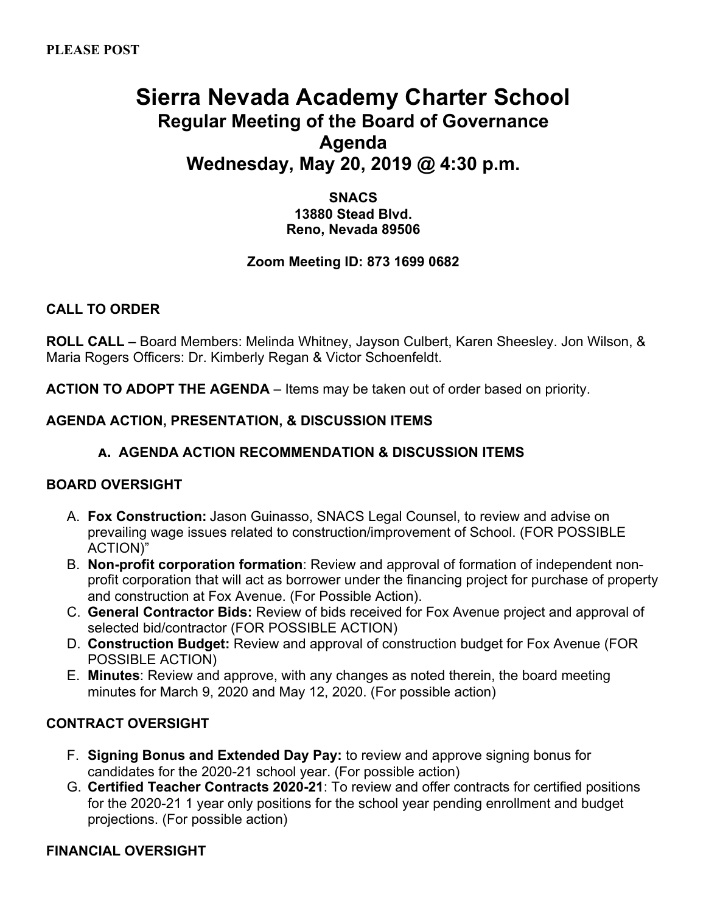**PLEASE POST**

# Sierra Nevada Academy Charter School

## Regular Meeting of the Board of Governance

## Agenda

## Wednesday, May 20, 2019 @ 4:30 p.m.

**SNACS**
**13880 Stead Blvd.**
**Reno, Nevada 89506**

**Zoom Meeting ID: 873 1699 0682**

**CALL TO ORDER**

**ROLL CALL –** Board Members: Melinda Whitney, Jayson Culbert, Karen Sheesley. Jon Wilson, & Maria Rogers Officers: Dr. Kimberly Regan & Victor Schoenfeldt.

**ACTION TO ADOPT THE AGENDA** – Items may be taken out of order based on priority.

**AGENDA ACTION, PRESENTATION, & DISCUSSION ITEMS**

**a. AGENDA ACTION RECOMMENDATION & DISCUSSION ITEMS**

**BOARD OVERSIGHT**

A. **Fox Construction:** Jason Guinasso, SNACS Legal Counsel, to review and advise on prevailing wage issues related to construction/improvement of School. (FOR POSSIBLE ACTION)"
B. **Non-profit corporation formation**: Review and approval of formation of independent non-profit corporation that will act as borrower under the financing project for purchase of property and construction at Fox Avenue. (For Possible Action).
C. **General Contractor Bids:** Review of bids received for Fox Avenue project and approval of selected bid/contractor (FOR POSSIBLE ACTION)
D. **Construction Budget:** Review and approval of construction budget for Fox Avenue (FOR POSSIBLE ACTION)
E. **Minutes**: Review and approve, with any changes as noted therein, the board meeting minutes for March 9, 2020 and May 12, 2020. (For possible action)

**CONTRACT OVERSIGHT**

F. **Signing Bonus and Extended Day Pay:** to review and approve signing bonus for candidates for the 2020-21 school year. (For possible action)
G. **Certified Teacher Contracts 2020-21**: To review and offer contracts for certified positions for the 2020-21 1 year only positions for the school year pending enrollment and budget projections. (For possible action)

**FINANCIAL OVERSIGHT**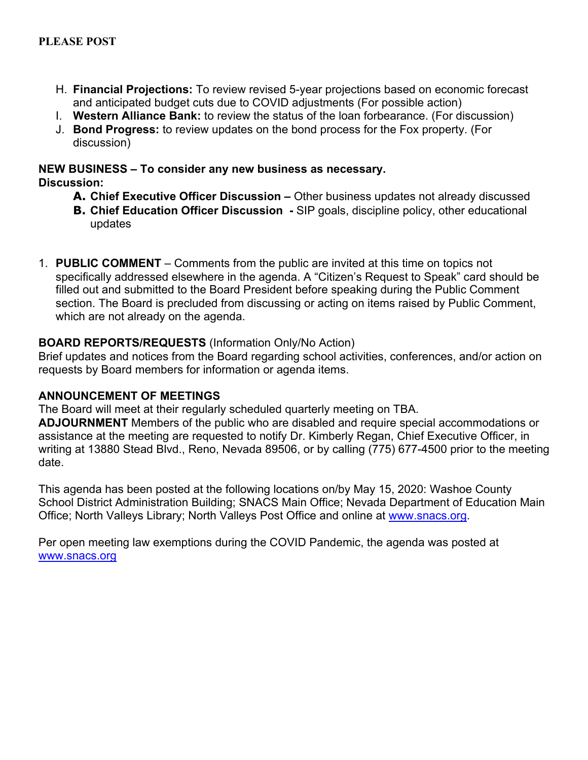**PLEASE POST**

H. **Financial Projections:** To review revised 5-year projections based on economic forecast and anticipated budget cuts due to COVID adjustments (For possible action)
I. **Western Alliance Bank:** to review the status of the loan forbearance. (For discussion)
J. **Bond Progress:** to review updates on the bond process for the Fox property. (For discussion)

**NEW BUSINESS – To consider any new business as necessary.**
**Discussion:**

A. **Chief Executive Officer Discussion –** Other business updates not already discussed
B. **Chief Education Officer Discussion -** SIP goals, discipline policy, other educational updates

1. **PUBLIC COMMENT** – Comments from the public are invited at this time on topics not specifically addressed elsewhere in the agenda. A "Citizen's Request to Speak" card should be filled out and submitted to the Board President before speaking during the Public Comment section. The Board is precluded from discussing or acting on items raised by Public Comment, which are not already on the agenda.

**BOARD REPORTS/REQUESTS** (Information Only/No Action)
Brief updates and notices from the Board regarding school activities, conferences, and/or action on requests by Board members for information or agenda items.

**ANNOUNCEMENT OF MEETINGS**
The Board will meet at their regularly scheduled quarterly meeting on TBA.
**ADJOURNMENT** Members of the public who are disabled and require special accommodations or assistance at the meeting are requested to notify Dr. Kimberly Regan, Chief Executive Officer, in writing at 13880 Stead Blvd., Reno, Nevada 89506, or by calling (775) 677-4500 prior to the meeting date.

This agenda has been posted at the following locations on/by May 15, 2020: Washoe County School District Administration Building; SNACS Main Office; Nevada Department of Education Main Office; North Valleys Library; North Valleys Post Office and online at www.snacs.org.

Per open meeting law exemptions during the COVID Pandemic, the agenda was posted at www.snacs.org